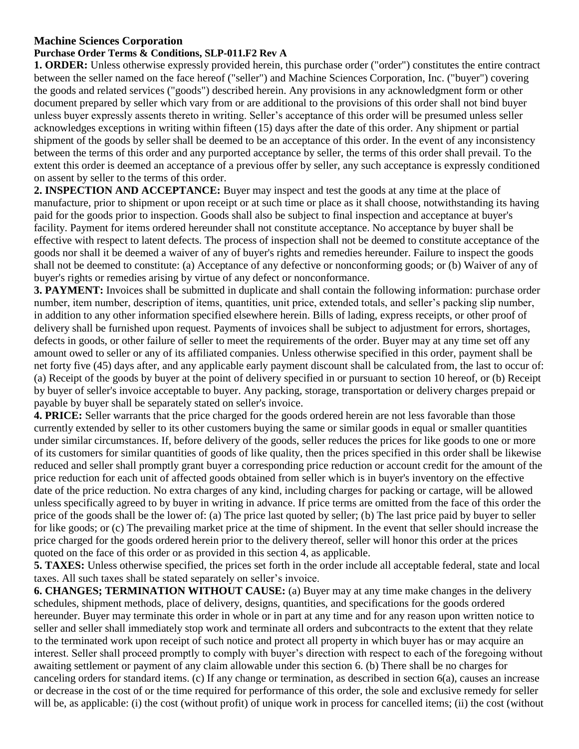**Machine Sciences Corporation**

**Purchase Order Terms & Conditions, SLP-011.F2 Rev A**

**1. ORDER:** Unless otherwise expressly provided herein, this purchase order ("order") constitutes the entire contract between the seller named on the face hereof ("seller") and Machine Sciences Corporation, Inc. ("buyer") covering the goods and related services ("goods") described herein. Any provisions in any acknowledgment form or other document prepared by seller which vary from or are additional to the provisions of this order shall not bind buyer unless buyer expressly assents thereto in writing. Seller's acceptance of this order will be presumed unless seller acknowledges exceptions in writing within fifteen (15) days after the date of this order. Any shipment or partial shipment of the goods by seller shall be deemed to be an acceptance of this order. In the event of any inconsistency between the terms of this order and any purported acceptance by seller, the terms of this order shall prevail. To the extent this order is deemed an acceptance of a previous offer by seller, any such acceptance is expressly conditioned on assent by seller to the terms of this order.

**2. INSPECTION AND ACCEPTANCE:** Buyer may inspect and test the goods at any time at the place of manufacture, prior to shipment or upon receipt or at such time or place as it shall choose, notwithstanding its having paid for the goods prior to inspection. Goods shall also be subject to final inspection and acceptance at buyer's facility. Payment for items ordered hereunder shall not constitute acceptance. No acceptance by buyer shall be effective with respect to latent defects. The process of inspection shall not be deemed to constitute acceptance of the goods nor shall it be deemed a waiver of any of buyer's rights and remedies hereunder. Failure to inspect the goods shall not be deemed to constitute: (a) Acceptance of any defective or nonconforming goods; or (b) Waiver of any of buyer's rights or remedies arising by virtue of any defect or nonconformance.

**3. PAYMENT:** Invoices shall be submitted in duplicate and shall contain the following information: purchase order number, item number, description of items, quantities, unit price, extended totals, and seller's packing slip number, in addition to any other information specified elsewhere herein. Bills of lading, express receipts, or other proof of delivery shall be furnished upon request. Payments of invoices shall be subject to adjustment for errors, shortages, defects in goods, or other failure of seller to meet the requirements of the order. Buyer may at any time set off any amount owed to seller or any of its affiliated companies. Unless otherwise specified in this order, payment shall be net forty five (45) days after, and any applicable early payment discount shall be calculated from, the last to occur of: (a) Receipt of the goods by buyer at the point of delivery specified in or pursuant to section 10 hereof, or (b) Receipt by buyer of seller's invoice acceptable to buyer. Any packing, storage, transportation or delivery charges prepaid or payable by buyer shall be separately stated on seller's invoice.

**4. PRICE:** Seller warrants that the price charged for the goods ordered herein are not less favorable than those currently extended by seller to its other customers buying the same or similar goods in equal or smaller quantities under similar circumstances. If, before delivery of the goods, seller reduces the prices for like goods to one or more of its customers for similar quantities of goods of like quality, then the prices specified in this order shall be likewise reduced and seller shall promptly grant buyer a corresponding price reduction or account credit for the amount of the price reduction for each unit of affected goods obtained from seller which is in buyer's inventory on the effective date of the price reduction. No extra charges of any kind, including charges for packing or cartage, will be allowed unless specifically agreed to by buyer in writing in advance. If price terms are omitted from the face of this order the price of the goods shall be the lower of: (a) The price last quoted by seller; (b) The last price paid by buyer to seller for like goods; or (c) The prevailing market price at the time of shipment. In the event that seller should increase the price charged for the goods ordered herein prior to the delivery thereof, seller will honor this order at the prices quoted on the face of this order or as provided in this section 4, as applicable.

**5. TAXES:** Unless otherwise specified, the prices set forth in the order include all acceptable federal, state and local taxes. All such taxes shall be stated separately on seller's invoice.

**6. CHANGES; TERMINATION WITHOUT CAUSE:** (a) Buyer may at any time make changes in the delivery schedules, shipment methods, place of delivery, designs, quantities, and specifications for the goods ordered hereunder. Buyer may terminate this order in whole or in part at any time and for any reason upon written notice to seller and seller shall immediately stop work and terminate all orders and subcontracts to the extent that they relate to the terminated work upon receipt of such notice and protect all property in which buyer has or may acquire an interest. Seller shall proceed promptly to comply with buyer's direction with respect to each of the foregoing without awaiting settlement or payment of any claim allowable under this section 6. (b) There shall be no charges for canceling orders for standard items. (c) If any change or termination, as described in section 6(a), causes an increase or decrease in the cost of or the time required for performance of this order, the sole and exclusive remedy for seller will be, as applicable: (i) the cost (without profit) of unique work in process for cancelled items; (ii) the cost (without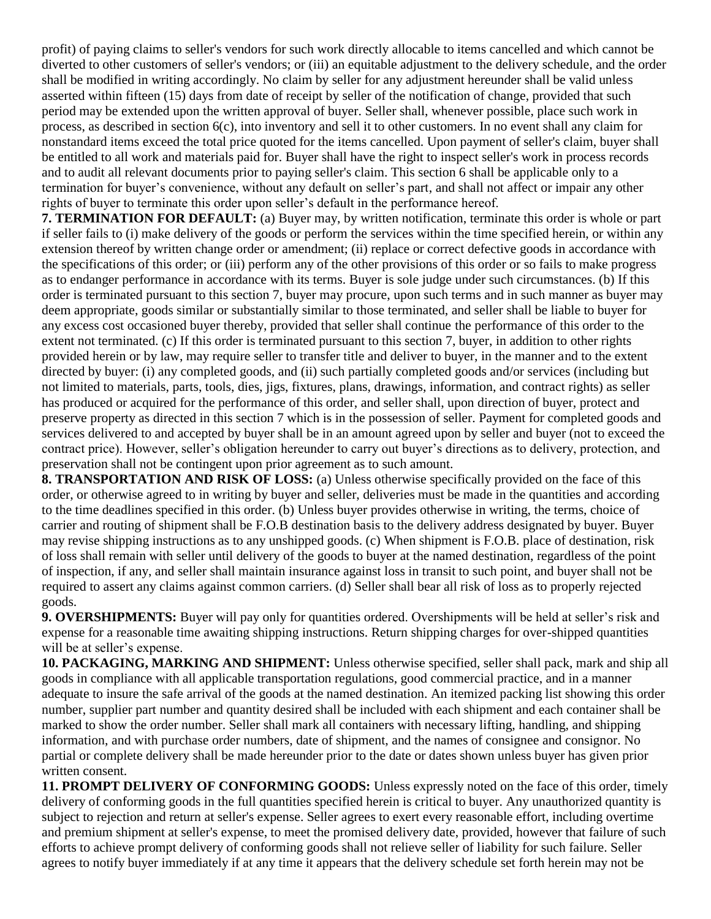profit) of paying claims to seller's vendors for such work directly allocable to items cancelled and which cannot be diverted to other customers of seller's vendors; or (iii) an equitable adjustment to the delivery schedule, and the order shall be modified in writing accordingly. No claim by seller for any adjustment hereunder shall be valid unless asserted within fifteen (15) days from date of receipt by seller of the notification of change, provided that such period may be extended upon the written approval of buyer. Seller shall, whenever possible, place such work in process, as described in section 6(c), into inventory and sell it to other customers. In no event shall any claim for nonstandard items exceed the total price quoted for the items cancelled. Upon payment of seller's claim, buyer shall be entitled to all work and materials paid for. Buyer shall have the right to inspect seller's work in process records and to audit all relevant documents prior to paying seller's claim. This section 6 shall be applicable only to a termination for buyer's convenience, without any default on seller's part, and shall not affect or impair any other rights of buyer to terminate this order upon seller's default in the performance hereof.

**7. TERMINATION FOR DEFAULT:** (a) Buyer may, by written notification, terminate this order is whole or part if seller fails to (i) make delivery of the goods or perform the services within the time specified herein, or within any extension thereof by written change order or amendment; (ii) replace or correct defective goods in accordance with the specifications of this order; or (iii) perform any of the other provisions of this order or so fails to make progress as to endanger performance in accordance with its terms. Buyer is sole judge under such circumstances. (b) If this order is terminated pursuant to this section 7, buyer may procure, upon such terms and in such manner as buyer may deem appropriate, goods similar or substantially similar to those terminated, and seller shall be liable to buyer for any excess cost occasioned buyer thereby, provided that seller shall continue the performance of this order to the extent not terminated. (c) If this order is terminated pursuant to this section 7, buyer, in addition to other rights provided herein or by law, may require seller to transfer title and deliver to buyer, in the manner and to the extent directed by buyer: (i) any completed goods, and (ii) such partially completed goods and/or services (including but not limited to materials, parts, tools, dies, jigs, fixtures, plans, drawings, information, and contract rights) as seller has produced or acquired for the performance of this order, and seller shall, upon direction of buyer, protect and preserve property as directed in this section 7 which is in the possession of seller. Payment for completed goods and services delivered to and accepted by buyer shall be in an amount agreed upon by seller and buyer (not to exceed the contract price). However, seller's obligation hereunder to carry out buyer's directions as to delivery, protection, and preservation shall not be contingent upon prior agreement as to such amount.

**8. TRANSPORTATION AND RISK OF LOSS:** (a) Unless otherwise specifically provided on the face of this order, or otherwise agreed to in writing by buyer and seller, deliveries must be made in the quantities and according to the time deadlines specified in this order. (b) Unless buyer provides otherwise in writing, the terms, choice of carrier and routing of shipment shall be F.O.B destination basis to the delivery address designated by buyer. Buyer may revise shipping instructions as to any unshipped goods. (c) When shipment is F.O.B. place of destination, risk of loss shall remain with seller until delivery of the goods to buyer at the named destination, regardless of the point of inspection, if any, and seller shall maintain insurance against loss in transit to such point, and buyer shall not be required to assert any claims against common carriers. (d) Seller shall bear all risk of loss as to properly rejected goods.

**9. OVERSHIPMENTS:** Buyer will pay only for quantities ordered. Overshipments will be held at seller's risk and expense for a reasonable time awaiting shipping instructions. Return shipping charges for over-shipped quantities will be at seller's expense.

**10. PACKAGING, MARKING AND SHIPMENT:** Unless otherwise specified, seller shall pack, mark and ship all goods in compliance with all applicable transportation regulations, good commercial practice, and in a manner adequate to insure the safe arrival of the goods at the named destination. An itemized packing list showing this order number, supplier part number and quantity desired shall be included with each shipment and each container shall be marked to show the order number. Seller shall mark all containers with necessary lifting, handling, and shipping information, and with purchase order numbers, date of shipment, and the names of consignee and consignor. No partial or complete delivery shall be made hereunder prior to the date or dates shown unless buyer has given prior written consent.

**11. PROMPT DELIVERY OF CONFORMING GOODS:** Unless expressly noted on the face of this order, timely delivery of conforming goods in the full quantities specified herein is critical to buyer. Any unauthorized quantity is subject to rejection and return at seller's expense. Seller agrees to exert every reasonable effort, including overtime and premium shipment at seller's expense, to meet the promised delivery date, provided, however that failure of such efforts to achieve prompt delivery of conforming goods shall not relieve seller of liability for such failure. Seller agrees to notify buyer immediately if at any time it appears that the delivery schedule set forth herein may not be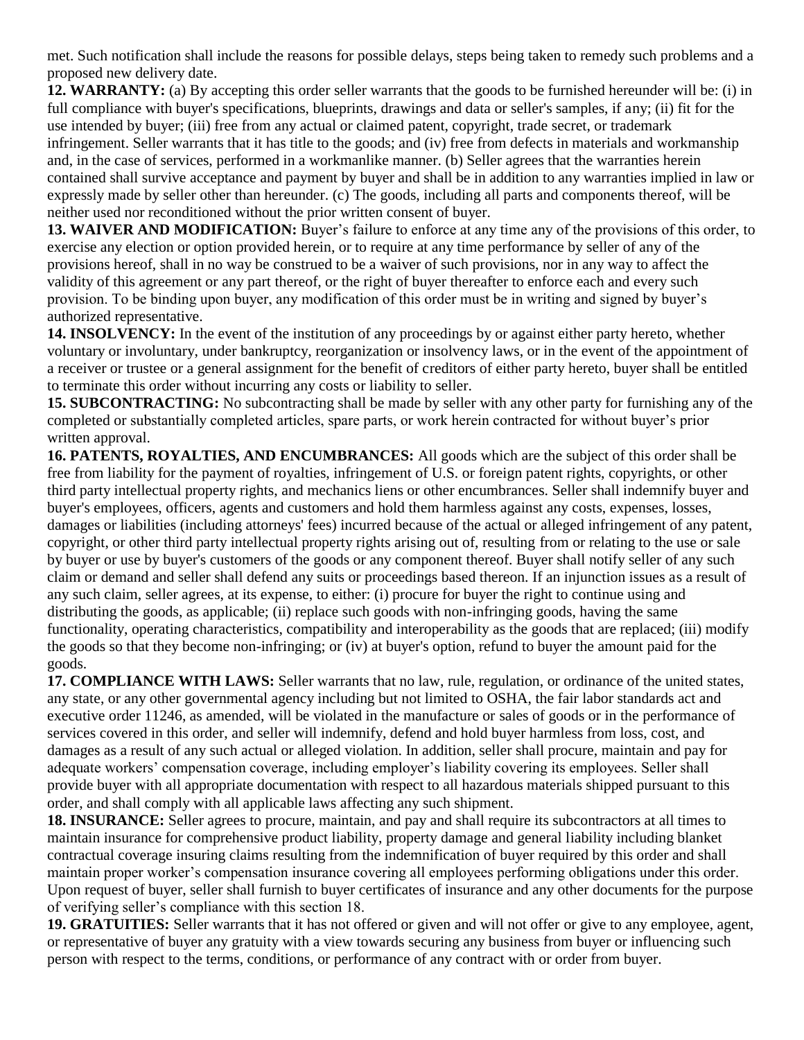met. Such notification shall include the reasons for possible delays, steps being taken to remedy such problems and a proposed new delivery date.

**12. WARRANTY:** (a) By accepting this order seller warrants that the goods to be furnished hereunder will be: (i) in full compliance with buyer's specifications, blueprints, drawings and data or seller's samples, if any; (ii) fit for the use intended by buyer; (iii) free from any actual or claimed patent, copyright, trade secret, or trademark infringement. Seller warrants that it has title to the goods; and (iv) free from defects in materials and workmanship and, in the case of services, performed in a workmanlike manner. (b) Seller agrees that the warranties herein contained shall survive acceptance and payment by buyer and shall be in addition to any warranties implied in law or expressly made by seller other than hereunder. (c) The goods, including all parts and components thereof, will be neither used nor reconditioned without the prior written consent of buyer.

**13. WAIVER AND MODIFICATION:** Buyer's failure to enforce at any time any of the provisions of this order, to exercise any election or option provided herein, or to require at any time performance by seller of any of the provisions hereof, shall in no way be construed to be a waiver of such provisions, nor in any way to affect the validity of this agreement or any part thereof, or the right of buyer thereafter to enforce each and every such provision. To be binding upon buyer, any modification of this order must be in writing and signed by buyer's authorized representative.

**14. INSOLVENCY:** In the event of the institution of any proceedings by or against either party hereto, whether voluntary or involuntary, under bankruptcy, reorganization or insolvency laws, or in the event of the appointment of a receiver or trustee or a general assignment for the benefit of creditors of either party hereto, buyer shall be entitled to terminate this order without incurring any costs or liability to seller.

**15. SUBCONTRACTING:** No subcontracting shall be made by seller with any other party for furnishing any of the completed or substantially completed articles, spare parts, or work herein contracted for without buyer's prior written approval.

**16. PATENTS, ROYALTIES, AND ENCUMBRANCES:** All goods which are the subject of this order shall be free from liability for the payment of royalties, infringement of U.S. or foreign patent rights, copyrights, or other third party intellectual property rights, and mechanics liens or other encumbrances. Seller shall indemnify buyer and buyer's employees, officers, agents and customers and hold them harmless against any costs, expenses, losses, damages or liabilities (including attorneys' fees) incurred because of the actual or alleged infringement of any patent, copyright, or other third party intellectual property rights arising out of, resulting from or relating to the use or sale by buyer or use by buyer's customers of the goods or any component thereof. Buyer shall notify seller of any such claim or demand and seller shall defend any suits or proceedings based thereon. If an injunction issues as a result of any such claim, seller agrees, at its expense, to either: (i) procure for buyer the right to continue using and distributing the goods, as applicable; (ii) replace such goods with non-infringing goods, having the same functionality, operating characteristics, compatibility and interoperability as the goods that are replaced; (iii) modify the goods so that they become non-infringing; or (iv) at buyer's option, refund to buyer the amount paid for the goods.

**17. COMPLIANCE WITH LAWS:** Seller warrants that no law, rule, regulation, or ordinance of the united states, any state, or any other governmental agency including but not limited to OSHA, the fair labor standards act and executive order 11246, as amended, will be violated in the manufacture or sales of goods or in the performance of services covered in this order, and seller will indemnify, defend and hold buyer harmless from loss, cost, and damages as a result of any such actual or alleged violation. In addition, seller shall procure, maintain and pay for adequate workers' compensation coverage, including employer's liability covering its employees. Seller shall provide buyer with all appropriate documentation with respect to all hazardous materials shipped pursuant to this order, and shall comply with all applicable laws affecting any such shipment.

**18. INSURANCE:** Seller agrees to procure, maintain, and pay and shall require its subcontractors at all times to maintain insurance for comprehensive product liability, property damage and general liability including blanket contractual coverage insuring claims resulting from the indemnification of buyer required by this order and shall maintain proper worker's compensation insurance covering all employees performing obligations under this order. Upon request of buyer, seller shall furnish to buyer certificates of insurance and any other documents for the purpose of verifying seller's compliance with this section 18.

**19. GRATUITIES:** Seller warrants that it has not offered or given and will not offer or give to any employee, agent, or representative of buyer any gratuity with a view towards securing any business from buyer or influencing such person with respect to the terms, conditions, or performance of any contract with or order from buyer.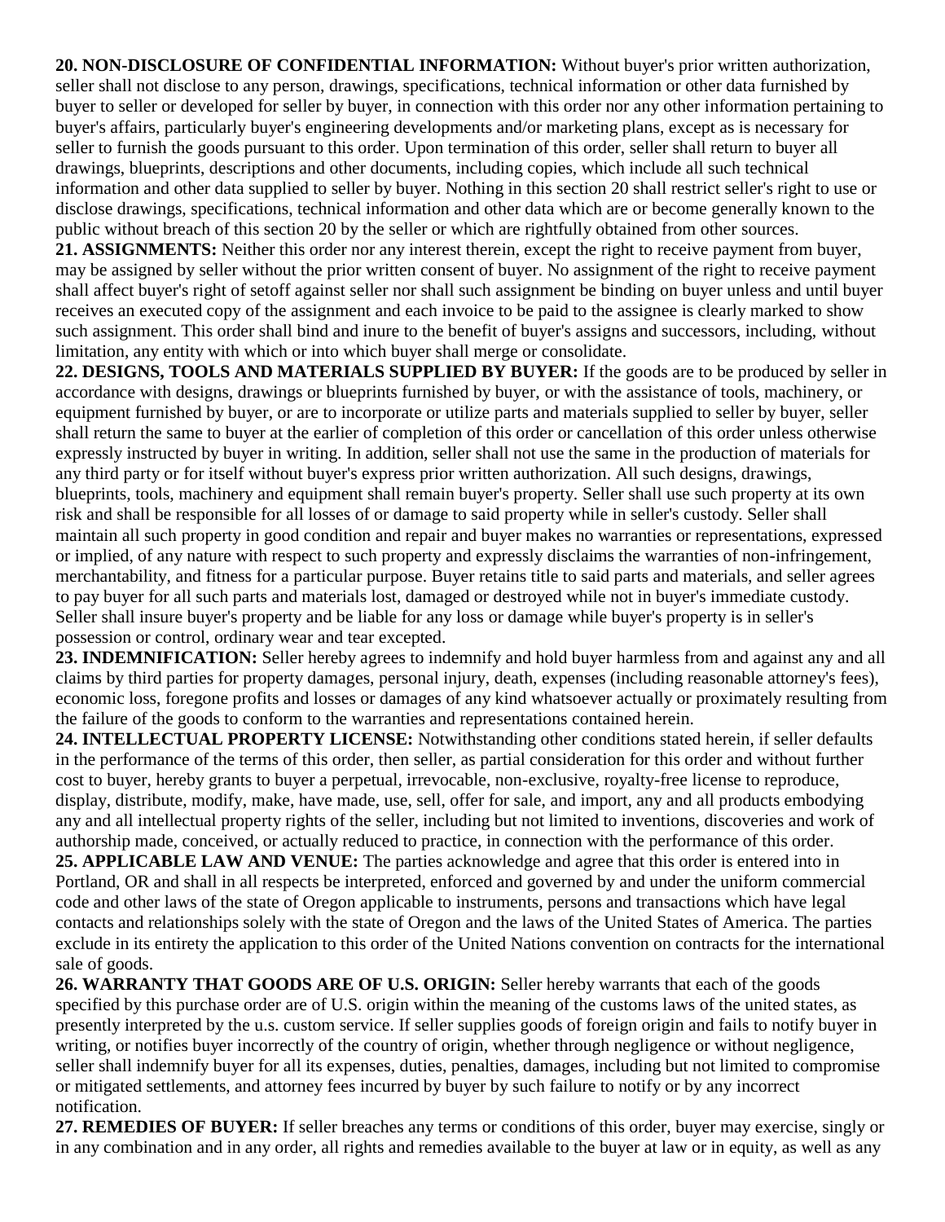**20. NON-DISCLOSURE OF CONFIDENTIAL INFORMATION:** Without buyer's prior written authorization, seller shall not disclose to any person, drawings, specifications, technical information or other data furnished by buyer to seller or developed for seller by buyer, in connection with this order nor any other information pertaining to buyer's affairs, particularly buyer's engineering developments and/or marketing plans, except as is necessary for seller to furnish the goods pursuant to this order. Upon termination of this order, seller shall return to buyer all drawings, blueprints, descriptions and other documents, including copies, which include all such technical information and other data supplied to seller by buyer. Nothing in this section 20 shall restrict seller's right to use or disclose drawings, specifications, technical information and other data which are or become generally known to the public without breach of this section 20 by the seller or which are rightfully obtained from other sources.

**21. ASSIGNMENTS:** Neither this order nor any interest therein, except the right to receive payment from buyer, may be assigned by seller without the prior written consent of buyer. No assignment of the right to receive payment shall affect buyer's right of setoff against seller nor shall such assignment be binding on buyer unless and until buyer receives an executed copy of the assignment and each invoice to be paid to the assignee is clearly marked to show such assignment. This order shall bind and inure to the benefit of buyer's assigns and successors, including, without limitation, any entity with which or into which buyer shall merge or consolidate.

**22. DESIGNS, TOOLS AND MATERIALS SUPPLIED BY BUYER:** If the goods are to be produced by seller in accordance with designs, drawings or blueprints furnished by buyer, or with the assistance of tools, machinery, or equipment furnished by buyer, or are to incorporate or utilize parts and materials supplied to seller by buyer, seller shall return the same to buyer at the earlier of completion of this order or cancellation of this order unless otherwise expressly instructed by buyer in writing. In addition, seller shall not use the same in the production of materials for any third party or for itself without buyer's express prior written authorization. All such designs, drawings, blueprints, tools, machinery and equipment shall remain buyer's property. Seller shall use such property at its own risk and shall be responsible for all losses of or damage to said property while in seller's custody. Seller shall maintain all such property in good condition and repair and buyer makes no warranties or representations, expressed or implied, of any nature with respect to such property and expressly disclaims the warranties of non-infringement, merchantability, and fitness for a particular purpose. Buyer retains title to said parts and materials, and seller agrees to pay buyer for all such parts and materials lost, damaged or destroyed while not in buyer's immediate custody. Seller shall insure buyer's property and be liable for any loss or damage while buyer's property is in seller's possession or control, ordinary wear and tear excepted.

**23. INDEMNIFICATION:** Seller hereby agrees to indemnify and hold buyer harmless from and against any and all claims by third parties for property damages, personal injury, death, expenses (including reasonable attorney's fees), economic loss, foregone profits and losses or damages of any kind whatsoever actually or proximately resulting from the failure of the goods to conform to the warranties and representations contained herein.

**24. INTELLECTUAL PROPERTY LICENSE:** Notwithstanding other conditions stated herein, if seller defaults in the performance of the terms of this order, then seller, as partial consideration for this order and without further cost to buyer, hereby grants to buyer a perpetual, irrevocable, non-exclusive, royalty-free license to reproduce, display, distribute, modify, make, have made, use, sell, offer for sale, and import, any and all products embodying any and all intellectual property rights of the seller, including but not limited to inventions, discoveries and work of authorship made, conceived, or actually reduced to practice, in connection with the performance of this order.

**25. APPLICABLE LAW AND VENUE:** The parties acknowledge and agree that this order is entered into in Portland, OR and shall in all respects be interpreted, enforced and governed by and under the uniform commercial code and other laws of the state of Oregon applicable to instruments, persons and transactions which have legal contacts and relationships solely with the state of Oregon and the laws of the United States of America. The parties exclude in its entirety the application to this order of the United Nations convention on contracts for the international sale of goods.

**26. WARRANTY THAT GOODS ARE OF U.S. ORIGIN:** Seller hereby warrants that each of the goods specified by this purchase order are of U.S. origin within the meaning of the customs laws of the united states, as presently interpreted by the u.s. custom service. If seller supplies goods of foreign origin and fails to notify buyer in writing, or notifies buyer incorrectly of the country of origin, whether through negligence or without negligence, seller shall indemnify buyer for all its expenses, duties, penalties, damages, including but not limited to compromise or mitigated settlements, and attorney fees incurred by buyer by such failure to notify or by any incorrect notification.

**27. REMEDIES OF BUYER:** If seller breaches any terms or conditions of this order, buyer may exercise, singly or in any combination and in any order, all rights and remedies available to the buyer at law or in equity, as well as any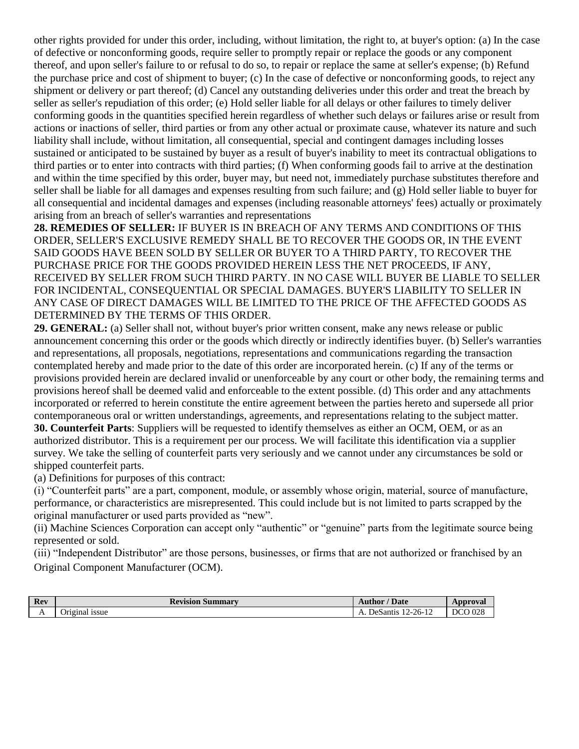other rights provided for under this order, including, without limitation, the right to, at buyer's option: (a) In the case of defective or nonconforming goods, require seller to promptly repair or replace the goods or any component thereof, and upon seller's failure to or refusal to do so, to repair or replace the same at seller's expense; (b) Refund the purchase price and cost of shipment to buyer; (c) In the case of defective or nonconforming goods, to reject any shipment or delivery or part thereof; (d) Cancel any outstanding deliveries under this order and treat the breach by seller as seller's repudiation of this order; (e) Hold seller liable for all delays or other failures to timely deliver conforming goods in the quantities specified herein regardless of whether such delays or failures arise or result from actions or inactions of seller, third parties or from any other actual or proximate cause, whatever its nature and such liability shall include, without limitation, all consequential, special and contingent damages including losses sustained or anticipated to be sustained by buyer as a result of buyer's inability to meet its contractual obligations to third parties or to enter into contracts with third parties; (f) When conforming goods fail to arrive at the destination and within the time specified by this order, buyer may, but need not, immediately purchase substitutes therefore and seller shall be liable for all damages and expenses resulting from such failure; and (g) Hold seller liable to buyer for all consequential and incidental damages and expenses (including reasonable attorneys' fees) actually or proximately arising from an breach of seller's warranties and representations

**28. REMEDIES OF SELLER:** IF BUYER IS IN BREACH OF ANY TERMS AND CONDITIONS OF THIS ORDER, SELLER'S EXCLUSIVE REMEDY SHALL BE TO RECOVER THE GOODS OR, IN THE EVENT SAID GOODS HAVE BEEN SOLD BY SELLER OR BUYER TO A THIRD PARTY, TO RECOVER THE PURCHASE PRICE FOR THE GOODS PROVIDED HEREIN LESS THE NET PROCEEDS, IF ANY, RECEIVED BY SELLER FROM SUCH THIRD PARTY. IN NO CASE WILL BUYER BE LIABLE TO SELLER FOR INCIDENTAL, CONSEQUENTIAL OR SPECIAL DAMAGES. BUYER'S LIABILITY TO SELLER IN ANY CASE OF DIRECT DAMAGES WILL BE LIMITED TO THE PRICE OF THE AFFECTED GOODS AS DETERMINED BY THE TERMS OF THIS ORDER.

**29. GENERAL:** (a) Seller shall not, without buyer's prior written consent, make any news release or public announcement concerning this order or the goods which directly or indirectly identifies buyer. (b) Seller's warranties and representations, all proposals, negotiations, representations and communications regarding the transaction contemplated hereby and made prior to the date of this order are incorporated herein. (c) If any of the terms or provisions provided herein are declared invalid or unenforceable by any court or other body, the remaining terms and provisions hereof shall be deemed valid and enforceable to the extent possible. (d) This order and any attachments incorporated or referred to herein constitute the entire agreement between the parties hereto and supersede all prior contemporaneous oral or written understandings, agreements, and representations relating to the subject matter.

**30. Counterfeit Parts**: Suppliers will be requested to identify themselves as either an OCM, OEM, or as an authorized distributor. This is a requirement per our process. We will facilitate this identification via a supplier survey. We take the selling of counterfeit parts very seriously and we cannot under any circumstances be sold or shipped counterfeit parts.

(a) Definitions for purposes of this contract:

(i) "Counterfeit parts" are a part, component, module, or assembly whose origin, material, source of manufacture, performance, or characteristics are misrepresented. This could include but is not limited to parts scrapped by the original manufacturer or used parts provided as "new".

(ii) Machine Sciences Corporation can accept only "authentic" or "genuine" parts from the legitimate source being represented or sold.

(iii) "Independent Distributor" are those persons, businesses, or firms that are not authorized or franchised by an Original Component Manufacturer (OCM).

| Rev | Revision Summary | Author / Date | Approval |
|---|---|---|---|
| A | Original issue | A. DeSantis 12-26-12 | DCO 028 |